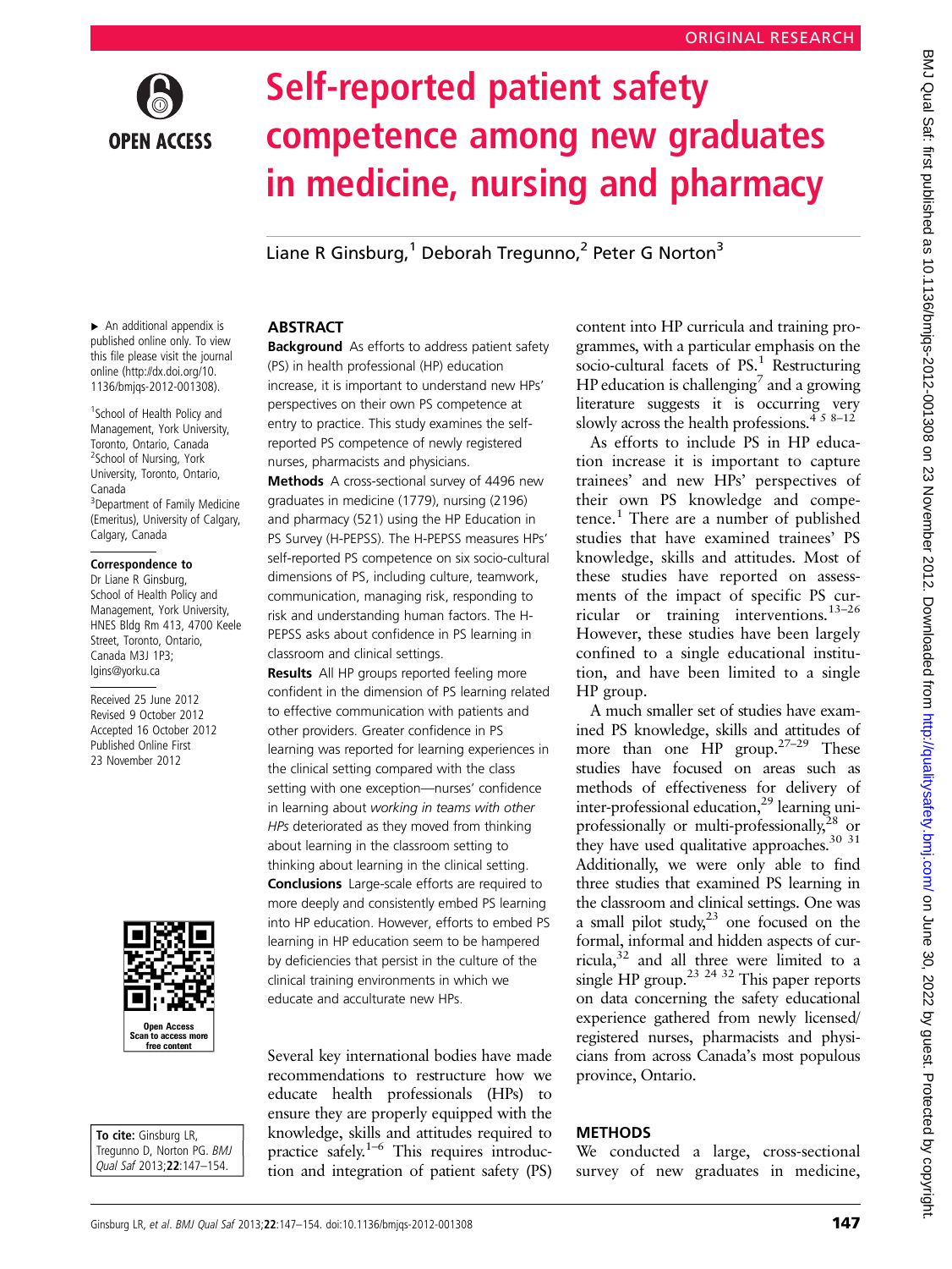ORIGINAL RESEARCH

# Self-reported patient safety competence among new graduates in medicine, nursing and pharmacy

Liane R Ginsburg,[1] Deborah Tregunno,[2] Peter G Norton[3]

► An additional appendix is published online only. To view this file please visit the journal online (http://dx.doi.org/10.1136/bmjqs-2012-001308).

[1]School of Health Policy and Management, York University, Toronto, Ontario, Canada
[2]School of Nursing, York University, Toronto, Ontario, Canada
[3]Department of Family Medicine (Emeritus), University of Calgary, Calgary, Canada

**Correspondence to**
Dr Liane R Ginsburg, School of Health Policy and Management, York University, HNES Bldg Rm 413, 4700 Keele Street, Toronto, Ontario, Canada M3J 1P3; lgins@yorku.ca

Received 25 June 2012
Revised 9 October 2012
Accepted 16 October 2012
Published Online First 23 November 2012

**To cite:** Ginsburg LR, Tregunno D, Norton PG. *BMJ Qual Saf* 2013;**22**:147–154.

## ABSTRACT

**Background** As efforts to address patient safety (PS) in health professional (HP) education increase, it is important to understand new HPs' perspectives on their own PS competence at entry to practice. This study examines the self-reported PS competence of newly registered nurses, pharmacists and physicians.

**Methods** A cross-sectional survey of 4496 new graduates in medicine (1779), nursing (2196) and pharmacy (521) using the HP Education in PS Survey (H-PEPSS). The H-PEPSS measures HPs' self-reported PS competence on six socio-cultural dimensions of PS, including culture, teamwork, communication, managing risk, responding to risk and understanding human factors. The H-PEPSS asks about confidence in PS learning in classroom and clinical settings.

**Results** All HP groups reported feeling more confident in the dimension of PS learning related to effective communication with patients and other providers. Greater confidence in PS learning was reported for learning experiences in the clinical setting compared with the class setting with one exception—nurses' confidence in learning about *working in teams with other HPs* deteriorated as they moved from thinking about learning in the classroom setting to thinking about learning in the clinical setting.

**Conclusions** Large-scale efforts are required to more deeply and consistently embed PS learning into HP education. However, efforts to embed PS learning in HP education seem to be hampered by deficiencies that persist in the culture of the clinical training environments in which we educate and acculturate new HPs.

Several key international bodies have made recommendations to restructure how we educate health professionals (HPs) to ensure they are properly equipped with the knowledge, skills and attitudes required to practice safely.[1–6] This requires introduction and integration of patient safety (PS) content into HP curricula and training programmes, with a particular emphasis on the socio-cultural facets of PS.[1] Restructuring HP education is challenging[7] and a growing literature suggests it is occurring very slowly across the health professions.[4 5 8–12]

As efforts to include PS in HP education increase it is important to capture trainees' and new HPs' perspectives of their own PS knowledge and competence.[1] There are a number of published studies that have examined trainees' PS knowledge, skills and attitudes. Most of these studies have reported on assessments of the impact of specific PS curricular or training interventions.[13–26] However, these studies have been largely confined to a single educational institution, and have been limited to a single HP group.

A much smaller set of studies have examined PS knowledge, skills and attitudes of more than one HP group.[27–29] These studies have focused on areas such as methods of effectiveness for delivery of inter-professional education,[29] learning uni-professionally or multi-professionally,[28] or they have used qualitative approaches.[30 31] Additionally, we were only able to find three studies that examined PS learning in the classroom and clinical settings. One was a small pilot study,[23] one focused on the formal, informal and hidden aspects of curricula,[32] and all three were limited to a single HP group.[23 24 32] This paper reports on data concerning the safety educational experience gathered from newly licensed/registered nurses, pharmacists and physicians from across Canada's most populous province, Ontario.

## METHODS

We conducted a large, cross-sectional survey of new graduates in medicine,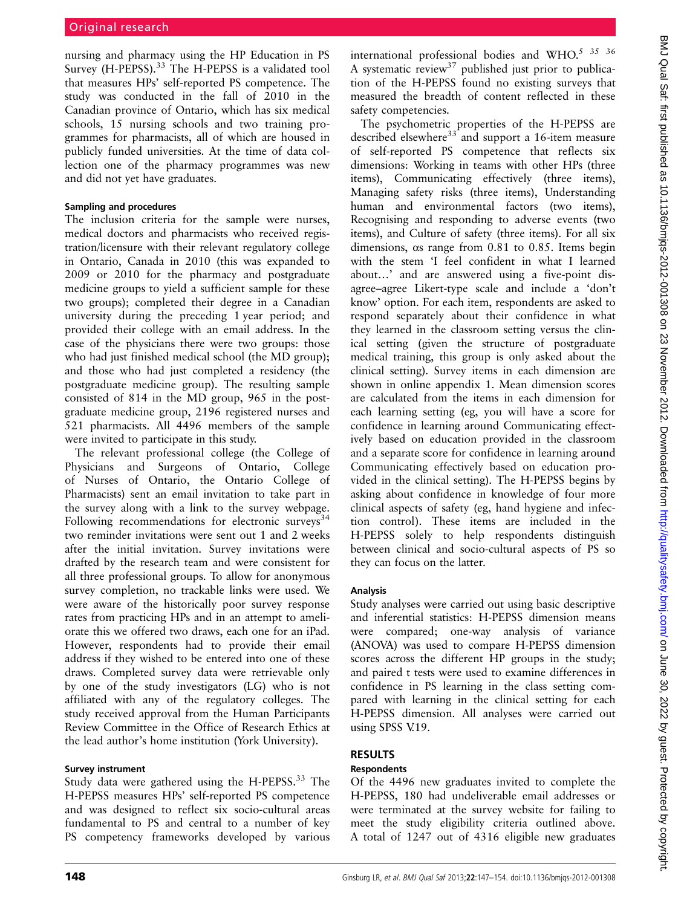nursing and pharmacy using the HP Education in PS Survey (H-PEPSS).[33] The H-PEPSS is a validated tool that measures HPs' self-reported PS competence. The study was conducted in the fall of 2010 in the Canadian province of Ontario, which has six medical schools, 15 nursing schools and two training programmes for pharmacists, all of which are housed in publicly funded universities. At the time of data collection one of the pharmacy programmes was new and did not yet have graduates.

### Sampling and procedures

The inclusion criteria for the sample were nurses, medical doctors and pharmacists who received registration/licensure with their relevant regulatory college in Ontario, Canada in 2010 (this was expanded to 2009 or 2010 for the pharmacy and postgraduate medicine groups to yield a sufficient sample for these two groups); completed their degree in a Canadian university during the preceding 1 year period; and provided their college with an email address. In the case of the physicians there were two groups: those who had just finished medical school (the MD group); and those who had just completed a residency (the postgraduate medicine group). The resulting sample consisted of 814 in the MD group, 965 in the postgraduate medicine group, 2196 registered nurses and 521 pharmacists. All 4496 members of the sample were invited to participate in this study.

The relevant professional college (the College of Physicians and Surgeons of Ontario, College of Nurses of Ontario, the Ontario College of Pharmacists) sent an email invitation to take part in the survey along with a link to the survey webpage. Following recommendations for electronic surveys[34] two reminder invitations were sent out 1 and 2 weeks after the initial invitation. Survey invitations were drafted by the research team and were consistent for all three professional groups. To allow for anonymous survey completion, no trackable links were used. We were aware of the historically poor survey response rates from practicing HPs and in an attempt to ameliorate this we offered two draws, each one for an iPad. However, respondents had to provide their email address if they wished to be entered into one of these draws. Completed survey data were retrievable only by one of the study investigators (LG) who is not affiliated with any of the regulatory colleges. The study received approval from the Human Participants Review Committee in the Office of Research Ethics at the lead author's home institution (York University).

### Survey instrument

Study data were gathered using the H-PEPSS.[33] The H-PEPSS measures HPs' self-reported PS competence and was designed to reflect six socio-cultural areas fundamental to PS and central to a number of key PS competency frameworks developed by various international professional bodies and WHO.[5 35 36] A systematic review[37] published just prior to publication of the H-PEPSS found no existing surveys that measured the breadth of content reflected in these safety competencies.

The psychometric properties of the H-PEPSS are described elsewhere[33] and support a 16-item measure of self-reported PS competence that reflects six dimensions: Working in teams with other HPs (three items), Communicating effectively (three items), Managing safety risks (three items), Understanding human and environmental factors (two items), Recognising and responding to adverse events (two items), and Culture of safety (three items). For all six dimensions, αs range from 0.81 to 0.85. Items begin with the stem 'I feel confident in what I learned about…' and are answered using a five-point disagree–agree Likert-type scale and include a 'don't know' option. For each item, respondents are asked to respond separately about their confidence in what they learned in the classroom setting versus the clinical setting (given the structure of postgraduate medical training, this group is only asked about the clinical setting). Survey items in each dimension are shown in online appendix 1. Mean dimension scores are calculated from the items in each dimension for each learning setting (eg, you will have a score for confidence in learning around Communicating effectively based on education provided in the classroom and a separate score for confidence in learning around Communicating effectively based on education provided in the clinical setting). The H-PEPSS begins by asking about confidence in knowledge of four more clinical aspects of safety (eg, hand hygiene and infection control). These items are included in the H-PEPSS solely to help respondents distinguish between clinical and socio-cultural aspects of PS so they can focus on the latter.

### Analysis

Study analyses were carried out using basic descriptive and inferential statistics: H-PEPSS dimension means were compared; one-way analysis of variance (ANOVA) was used to compare H-PEPSS dimension scores across the different HP groups in the study; and paired t tests were used to examine differences in confidence in PS learning in the class setting compared with learning in the clinical setting for each H-PEPSS dimension. All analyses were carried out using SPSS V.19.

## RESULTS

### Respondents

Of the 4496 new graduates invited to complete the H-PEPSS, 180 had undeliverable email addresses or were terminated at the survey website for failing to meet the study eligibility criteria outlined above. A total of 1247 out of 4316 eligible new graduates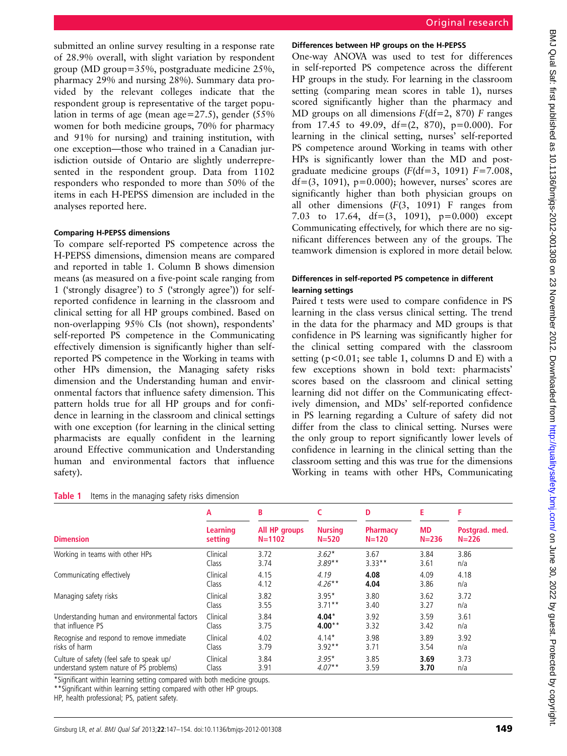submitted an online survey resulting in a response rate of 28.9% overall, with slight variation by respondent group (MD group=35%, postgraduate medicine 25%, pharmacy 29% and nursing 28%). Summary data provided by the relevant colleges indicate that the respondent group is representative of the target population in terms of age (mean age=27.5), gender (55% women for both medicine groups, 70% for pharmacy and 91% for nursing) and training institution, with one exception—those who trained in a Canadian jurisdiction outside of Ontario are slightly underrepresented in the respondent group. Data from 1102 responders who responded to more than 50% of the items in each H-PEPSS dimension are included in the analyses reported here.

#### Comparing H-PEPSS dimensions

To compare self-reported PS competence across the H-PEPSS dimensions, dimension means are compared and reported in table 1. Column B shows dimension means (as measured on a five-point scale ranging from 1 ('strongly disagree') to 5 ('strongly agree')) for self-reported confidence in learning in the classroom and clinical setting for all HP groups combined. Based on non-overlapping 95% CIs (not shown), respondents' self-reported PS competence in the Communicating effectively dimension is significantly higher than self-reported PS competence in the Working in teams with other HPs dimension, the Managing safety risks dimension and the Understanding human and environmental factors that influence safety dimension. This pattern holds true for all HP groups and for confidence in learning in the classroom and clinical settings with one exception (for learning in the clinical setting pharmacists are equally confident in the learning around Effective communication and Understanding human and environmental factors that influence safety).

#### Differences between HP groups on the H-PEPSS

One-way ANOVA was used to test for differences in self-reported PS competence across the different HP groups in the study. For learning in the classroom setting (comparing mean scores in table 1), nurses scored significantly higher than the pharmacy and MD groups on all dimensions $F(\text{df}=2, 870)$ $F$ ranges from 17.45 to 49.09, df=(2, 870), p=0.000). For learning in the clinical setting, nurses' self-reported PS competence around Working in teams with other HPs is significantly lower than the MD and postgraduate medicine groups ($F(\text{df}=3, 1091)$ $F$=7.008, df=(3, 1091), p=0.000); however, nurses' scores are significantly higher than both physician groups on all other dimensions ($F(3, 1091)$ F ranges from 7.03 to 17.64, df=(3, 1091), p=0.000) except Communicating effectively, for which there are no significant differences between any of the groups. The teamwork dimension is explored in more detail below.

#### Differences in self-reported PS competence in different learning settings

Paired t tests were used to compare confidence in PS learning in the class versus clinical setting. The trend in the data for the pharmacy and MD groups is that confidence in PS learning was significantly higher for the clinical setting compared with the classroom setting ($p<0.01$; see table 1, columns D and E) with a few exceptions shown in bold text: pharmacists' scores based on the classroom and clinical setting learning did not differ on the Communicating effectively dimension, and MDs' self-reported confidence in PS learning regarding a Culture of safety did not differ from the class to clinical setting. Nurses were the only group to report significantly lower levels of confidence in learning in the clinical setting than the classroom setting and this was true for the dimensions Working in teams with other HPs, Communicating

**Table 1** Items in the managing safety risks dimension

| | A | B | C | D | E | F |
|---|---|---|---|---|---|---|
| **Dimension** | **Learning setting** | **All HP groups N=1102** | **Nursing N=520** | **Pharmacy N=120** | **MD N=236** | **Postgrad. med. N=226** |
| Working in teams with other HPs | Clinical | 3.72 | *3.62** | 3.67 | 3.84 | 3.86 |
| | Class | 3.74 | *3.89*** | 3.33** | 3.61 | n/a |
| Communicating effectively | Clinical | 4.15 | *4.19* | **4.08** | 4.09 | 4.18 |
| | Class | 4.12 | *4.26*** | **4.04** | 3.86 | n/a |
| Managing safety risks | Clinical | 3.82 | 3.95* | 3.80 | 3.62 | 3.72 |
| | Class | 3.55 | 3.71** | 3.40 | 3.27 | n/a |
| Understanding human and environmental factors that influence PS | Clinical | 3.84 | **4.04*** | 3.92 | 3.59 | 3.61 |
| | Class | 3.75 | **4.00**** | 3.32 | 3.42 | n/a |
| Recognise and respond to remove immediate risks of harm | Clinical | 4.02 | 4.14* | 3.98 | 3.89 | 3.92 |
| | Class | 3.79 | 3.92** | 3.71 | 3.54 | n/a |
| Culture of safety (feel safe to speak up/ understand system nature of PS problems) | Clinical | 3.84 | *3.95** | 3.85 | **3.69** | 3.73 |
| | Class | 3.91 | *4.07*** | 3.59 | **3.70** | n/a |

*Significant within learning setting compared with both medicine groups.
**Significant within learning setting compared with other HP groups.
HP, health professional; PS, patient safety.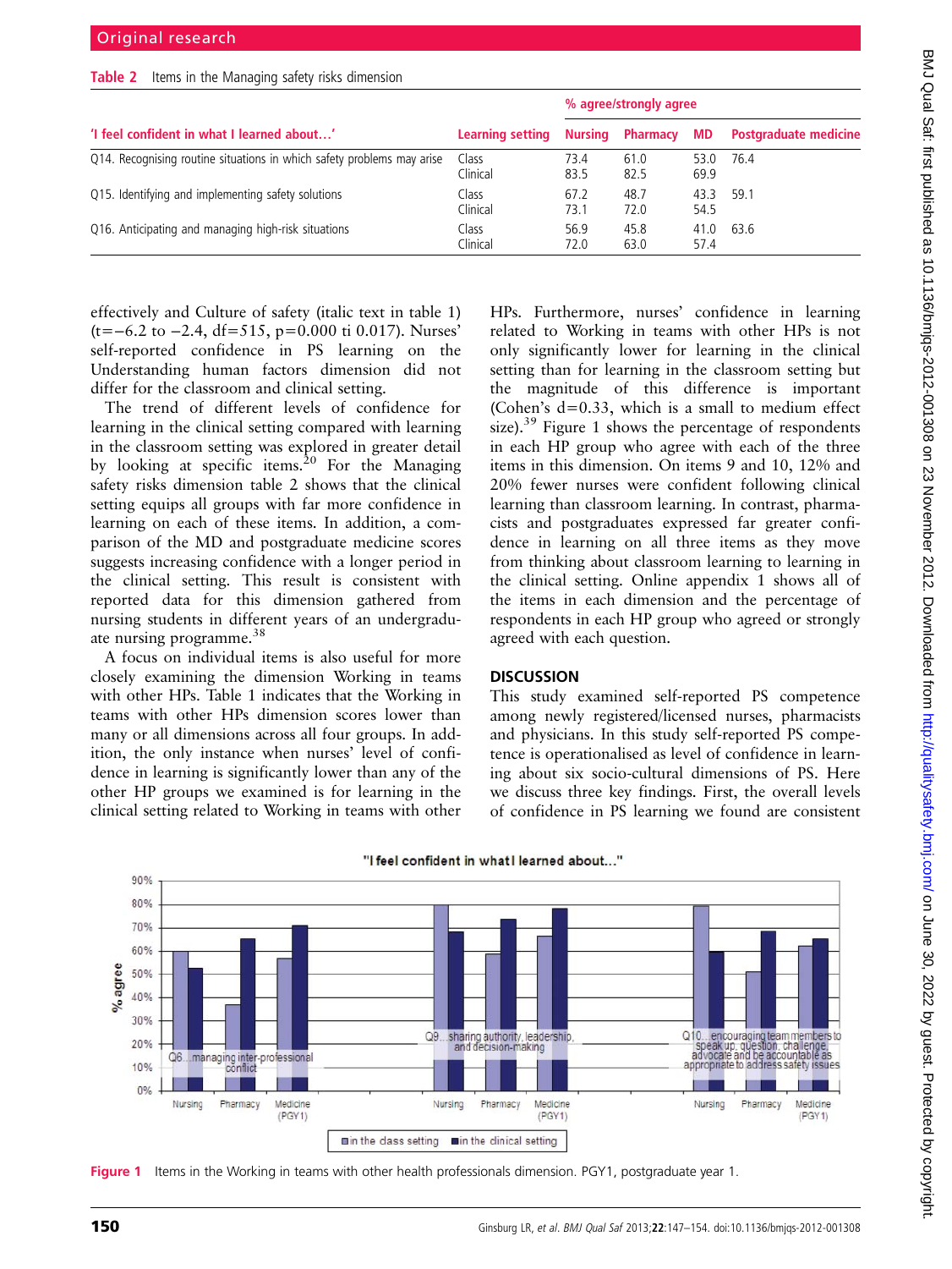Table 2 Items in the Managing safety risks dimension

| 'I feel confident in what I learned about…' | Learning setting | % agree/strongly agree | | | |
|---|---|---|---|---|---|
| | | Nursing | Pharmacy | MD | Postgraduate medicine |
| Q14. Recognising routine situations in which safety problems may arise | Class | 73.4 | 61.0 | 53.0 | 76.4 |
| | Clinical | 83.5 | 82.5 | 69.9 | |
| Q15. Identifying and implementing safety solutions | Class | 67.2 | 48.7 | 43.3 | 59.1 |
| | Clinical | 73.1 | 72.0 | 54.5 | |
| Q16. Anticipating and managing high-risk situations | Class | 56.9 | 45.8 | 41.0 | 63.6 |
| | Clinical | 72.0 | 63.0 | 57.4 | |

effectively and Culture of safety (italic text in table 1) ($t=-6.2$ to $-2.4$, df=515, $p=0.000$ ti 0.017). Nurses' self-reported confidence in PS learning on the Understanding human factors dimension did not differ for the classroom and clinical setting.

The trend of different levels of confidence for learning in the clinical setting compared with learning in the classroom setting was explored in greater detail by looking at specific items.[20] For the Managing safety risks dimension table 2 shows that the clinical setting equips all groups with far more confidence in learning on each of these items. In addition, a comparison of the MD and postgraduate medicine scores suggests increasing confidence with a longer period in the clinical setting. This result is consistent with reported data for this dimension gathered from nursing students in different years of an undergraduate nursing programme.[38]

A focus on individual items is also useful for more closely examining the dimension Working in teams with other HPs. Table 1 indicates that the Working in teams with other HPs dimension scores lower than many or all dimensions across all four groups. In addition, the only instance when nurses' level of confidence in learning is significantly lower than any of the other HP groups we examined is for learning in the clinical setting related to Working in teams with other HPs. Furthermore, nurses' confidence in learning related to Working in teams with other HPs is not only significantly lower for learning in the clinical setting than for learning in the classroom setting but the magnitude of this difference is important (Cohen's $d=0.33$, which is a small to medium effect size).[39] Figure 1 shows the percentage of respondents in each HP group who agree with each of the three items in this dimension. On items 9 and 10, 12% and 20% fewer nurses were confident following clinical learning than classroom learning. In contrast, pharmacists and postgraduates expressed far greater confidence in learning on all three items as they move from thinking about classroom learning to learning in the clinical setting. Online appendix 1 shows all of the items in each dimension and the percentage of respondents in each HP group who agreed or strongly agreed with each question.

## DISCUSSION

This study examined self-reported PS competence among newly registered/licensed nurses, pharmacists and physicians. In this study self-reported PS competence is operationalised as level of confidence in learning about six socio-cultural dimensions of PS. Here we discuss three key findings. First, the overall levels of confidence in PS learning we found are consistent

Figure 1 Items in the Working in teams with other health professionals dimension. PGY1, postgraduate year 1.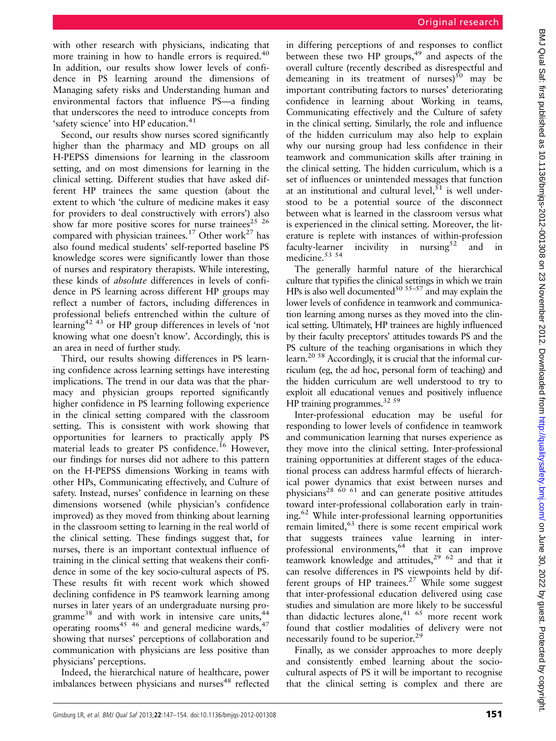with other research with physicians, indicating that more training in how to handle errors is required.[40] In addition, our results show lower levels of confidence in PS learning around the dimensions of Managing safety risks and Understanding human and environmental factors that influence PS—a finding that underscores the need to introduce concepts from 'safety science' into HP education.[41]

Second, our results show nurses scored significantly higher than the pharmacy and MD groups on all H-PEPSS dimensions for learning in the classroom setting, and on most dimensions for learning in the clinical setting. Different studies that have asked different HP trainees the same question (about the extent to which 'the culture of medicine makes it easy for providers to deal constructively with errors') also show far more positive scores for nurse trainees[25 26] compared with physician trainees.[17] Other work[27] has also found medical students' self-reported baseline PS knowledge scores were significantly lower than those of nurses and respiratory therapists. While interesting, these kinds of *absolute* differences in levels of confidence in PS learning across different HP groups may reflect a number of factors, including differences in professional beliefs entrenched within the culture of learning[42 43] or HP group differences in levels of 'not knowing what one doesn't know'. Accordingly, this is an area in need of further study.

Third, our results showing differences in PS learning confidence across learning settings have interesting implications. The trend in our data was that the pharmacy and physician groups reported significantly higher confidence in PS learning following experience in the clinical setting compared with the classroom setting. This is consistent with work showing that opportunities for learners to practically apply PS material leads to greater PS confidence.[16] However, our findings for nurses did not adhere to this pattern on the H-PEPSS dimensions Working in teams with other HPs, Communicating effectively, and Culture of safety. Instead, nurses' confidence in learning on these dimensions worsened (while physician's confidence improved) as they moved from thinking about learning in the classroom setting to learning in the real world of the clinical setting. These findings suggest that, for nurses, there is an important contextual influence of training in the clinical setting that weakens their confidence in some of the key socio-cultural aspects of PS. These results fit with recent work which showed declining confidence in PS teamwork learning among nurses in later years of an undergraduate nursing programme[38] and with work in intensive care units,[44] operating rooms[45 46] and general medicine wards,[47] showing that nurses' perceptions of collaboration and communication with physicians are less positive than physicians' perceptions.

Indeed, the hierarchical nature of healthcare, power imbalances between physicians and nurses[48] reflected in differing perceptions of and responses to conflict between these two HP groups,[49] and aspects of the overall culture (recently described as disrespectful and demeaning in its treatment of nurses)[50] may be important contributing factors to nurses' deteriorating confidence in learning about Working in teams, Communicating effectively and the Culture of safety in the clinical setting. Similarly, the role and influence of the hidden curriculum may also help to explain why our nursing group had less confidence in their teamwork and communication skills after training in the clinical setting. The hidden curriculum, which is a set of influences or unintended messages that function at an institutional and cultural level,[51] is well understood to be a potential source of the disconnect between what is learned in the classroom versus what is experienced in the clinical setting. Moreover, the literature is replete with instances of within-profession faculty-learner incivility in nursing[52] and in medicine.[53 54]

The generally harmful nature of the hierarchical culture that typifies the clinical settings in which we train HPs is also well documented[50 55–57] and may explain the lower levels of confidence in teamwork and communication learning among nurses as they moved into the clinical setting. Ultimately, HP trainees are highly influenced by their faculty preceptors' attitudes towards PS and the PS culture of the teaching organisations in which they learn.[20 58] Accordingly, it is crucial that the informal curriculum (eg, the ad hoc, personal form of teaching) and the hidden curriculum are well understood to try to exploit all educational venues and positively influence HP training programmes.[32 59]

Inter-professional education may be useful for responding to lower levels of confidence in teamwork and communication learning that nurses experience as they move into the clinical setting. Inter-professional training opportunities at different stages of the educational process can address harmful effects of hierarchical power dynamics that exist between nurses and physicians[28 60 61] and can generate positive attitudes toward inter-professional collaboration early in training.[62] While inter-professional learning opportunities remain limited,[63] there is some recent empirical work that suggests trainees value learning in inter-professional environments,[64] that it can improve teamwork knowledge and attitudes,[29 62] and that it can resolve differences in PS viewpoints held by different groups of HP trainees.[27] While some suggest that inter-professional education delivered using case studies and simulation are more likely to be successful than didactic lectures alone,[41 65] more recent work found that costlier modalities of delivery were not necessarily found to be superior.[29]

Finally, as we consider approaches to more deeply and consistently embed learning about the socio-cultural aspects of PS it will be important to recognise that the clinical setting is complex and there are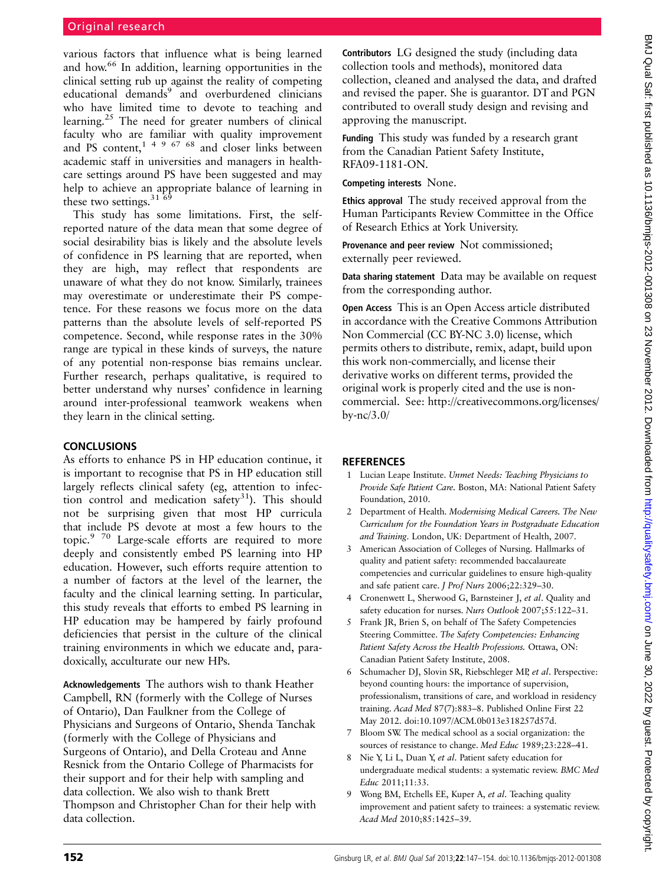various factors that influence what is being learned and how.[66] In addition, learning opportunities in the clinical setting rub up against the reality of competing educational demands[9] and overburdened clinicians who have limited time to devote to teaching and learning.[25] The need for greater numbers of clinical faculty who are familiar with quality improvement and PS content,[1 4 9 67 68] and closer links between academic staff in universities and managers in healthcare settings around PS have been suggested and may help to achieve an appropriate balance of learning in these two settings.[31 69]

This study has some limitations. First, the self-reported nature of the data mean that some degree of social desirability bias is likely and the absolute levels of confidence in PS learning that are reported, when they are high, may reflect that respondents are unaware of what they do not know. Similarly, trainees may overestimate or underestimate their PS competence. For these reasons we focus more on the data patterns than the absolute levels of self-reported PS competence. Second, while response rates in the 30% range are typical in these kinds of surveys, the nature of any potential non-response bias remains unclear. Further research, perhaps qualitative, is required to better understand why nurses' confidence in learning around inter-professional teamwork weakens when they learn in the clinical setting.

## CONCLUSIONS

As efforts to enhance PS in HP education continue, it is important to recognise that PS in HP education still largely reflects clinical safety (eg, attention to infection control and medication safety[31]). This should not be surprising given that most HP curricula that include PS devote at most a few hours to the topic.[9 70] Large-scale efforts are required to more deeply and consistently embed PS learning into HP education. However, such efforts require attention to a number of factors at the level of the learner, the faculty and the clinical learning setting. In particular, this study reveals that efforts to embed PS learning in HP education may be hampered by fairly profound deficiencies that persist in the culture of the clinical training environments in which we educate and, paradoxically, acculturate our new HPs.

**Acknowledgements** The authors wish to thank Heather Campbell, RN (formerly with the College of Nurses of Ontario), Dan Faulkner from the College of Physicians and Surgeons of Ontario, Shenda Tanchak (formerly with the College of Physicians and Surgeons of Ontario), and Della Croteau and Anne Resnick from the Ontario College of Pharmacists for their support and for their help with sampling and data collection. We also wish to thank Brett Thompson and Christopher Chan for their help with data collection.

**Contributors** LG designed the study (including data collection tools and methods), monitored data collection, cleaned and analysed the data, and drafted and revised the paper. She is guarantor. DT and PGN contributed to overall study design and revising and approving the manuscript.

**Funding** This study was funded by a research grant from the Canadian Patient Safety Institute, RFA09-1181-ON.

**Competing interests** None.

**Ethics approval** The study received approval from the Human Participants Review Committee in the Office of Research Ethics at York University.

**Provenance and peer review** Not commissioned; externally peer reviewed.

**Data sharing statement** Data may be available on request from the corresponding author.

**Open Access** This is an Open Access article distributed in accordance with the Creative Commons Attribution Non Commercial (CC BY-NC 3.0) license, which permits others to distribute, remix, adapt, build upon this work non-commercially, and license their derivative works on different terms, provided the original work is properly cited and the use is non-commercial. See: http://creativecommons.org/licenses/by-nc/3.0/

## REFERENCES

1. Lucian Leape Institute. *Unmet Needs: Teaching Physicians to Provide Safe Patient Care*. Boston, MA: National Patient Safety Foundation, 2010.
2. Department of Health. *Modernising Medical Careers. The New Curriculum for the Foundation Years in Postgraduate Education and Training*. London, UK: Department of Health, 2007.
3. American Association of Colleges of Nursing. Hallmarks of quality and patient safety: recommended baccalaureate competencies and curricular guidelines to ensure high-quality and safe patient care. *J Prof Nurs* 2006;22:329–30.
4. Cronenwett L, Sherwood G, Barnsteiner J, *et al*. Quality and safety education for nurses. *Nurs Outlook* 2007;55:122–31.
5. Frank JR, Brien S, on behalf of The Safety Competencies Steering Committee. *The Safety Competencies: Enhancing Patient Safety Across the Health Professions*. Ottawa, ON: Canadian Patient Safety Institute, 2008.
6. Schumacher DJ, Slovin SR, Riebschleger MP, *et al*. Perspective: beyond counting hours: the importance of supervision, professionalism, transitions of care, and workload in residency training. *Acad Med* 87(7):883–8. Published Online First 22 May 2012. doi:10.1097/ACM.0b013e318257d57d.
7. Bloom SW. The medical school as a social organization: the sources of resistance to change. *Med Educ* 1989;23:228–41.
8. Nie Y, Li L, Duan Y, *et al*. Patient safety education for undergraduate medical students: a systematic review. *BMC Med Educ* 2011;11:33.
9. Wong BM, Etchells EE, Kuper A, *et al*. Teaching quality improvement and patient safety to trainees: a systematic review. *Acad Med* 2010;85:1425–39.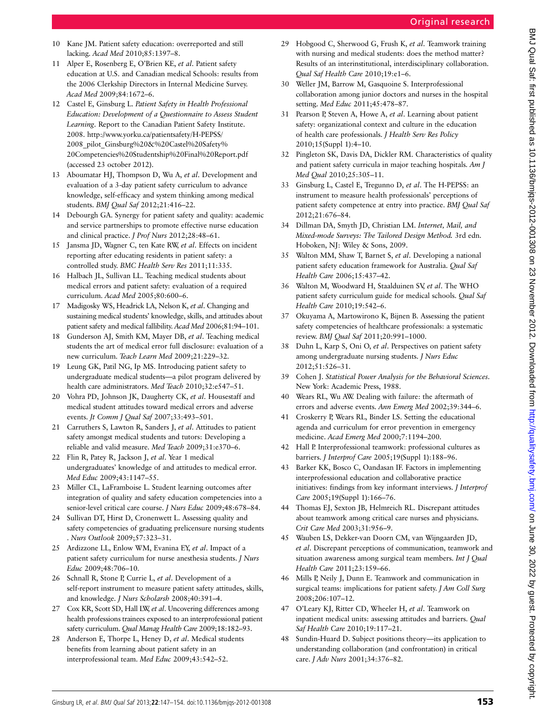10 Kane JM. Patient safety education: overreported and still lacking. *Acad Med* 2010;85:1397–8.

11 Alper E, Rosenberg E, O'Brien KE, *et al*. Patient safety education at U.S. and Canadian medical Schools: results from the 2006 Clerkship Directors in Internal Medicine Survey. *Acad Med* 2009;84:1672–6.

12 Castel E, Ginsburg L. *Patient Safety in Health Professional Education: Development of a Questionnaire to Assess Student Learning*. Report to the Canadian Patient Safety Institute. 2008. http://www.yorku.ca/patientsafety/H-PEPSS/2008_pilot_Ginsburg%20&%20Castel%20Safety%20Competencies%20Studentship%20Final%20Report.pdf (accessed 23 october 2012).

13 Aboumatar HJ, Thompson D, Wu A, *et al*. Development and evaluation of a 3-day patient safety curriculum to advance knowledge, self-efficacy and system thinking among medical students. *BMJ Qual Saf* 2012;21:416–22.

14 Debourgh GA. Synergy for patient safety and quality: academic and service partnerships to promote effective nurse education and clinical practice. *J Prof Nurs* 2012;28:48–61.

15 Jansma JD, Wagner C, ten Kate RW, *et al*. Effects on incident reporting after educating residents in patient safety: a controlled study. *BMC Health Serv Res* 2011;11:335.

16 Halbach JL, Sullivan LL. Teaching medical students about medical errors and patient safety: evaluation of a required curriculum. *Acad Med* 2005;80:600–6.

17 Madigosky WS, Headrick LA, Nelson K, *et al*. Changing and sustaining medical students' knowledge, skills, and attitudes about patient safety and medical fallibility. *Acad Med* 2006;81:94–101.

18 Gunderson AJ, Smith KM, Mayer DB, *et al*. Teaching medical students the art of medical error full disclosure: evaluation of a new curriculum. *Teach Learn Med* 2009;21:229–32.

19 Leung GK, Patil NG, Ip MS. Introducing patient safety to undergraduate medical students—a pilot program delivered by health care administrators. *Med Teach* 2010;32:e547–51.

20 Vohra PD, Johnson JK, Daugherty CK, *et al*. Housestaff and medical student attitudes toward medical errors and adverse events. *Jt Comm J Qual Saf* 2007;33:493–501.

21 Carruthers S, Lawton R, Sanders J, *et al*. Attitudes to patient safety amongst medical students and tutors: Developing a reliable and valid measure. *Med Teach* 2009;31:e370–6.

22 Flin R, Patey R, Jackson J, *et al*. Year 1 medical undergraduates' knowledge of and attitudes to medical error. *Med Educ* 2009;43:1147–55.

23 Miller CL, LaFramboise L. Student learning outcomes after integration of quality and safety education competencies into a senior-level critical care course. *J Nurs Educ* 2009;48:678–84.

24 Sullivan DT, Hirst D, Cronenwett L. Assessing quality and safety competencies of graduating prelicensure nursing students. *Nurs Outlook* 2009;57:323–31.

25 Ardizzone LL, Enlow WM, Evanina EY, *et al*. Impact of a patient safety curriculum for nurse anesthesia students. *J Nurs Educ* 2009;48:706–10.

26 Schnall R, Stone P, Currie L, *et al*. Development of a self-report instrument to measure patient safety attitudes, skills, and knowledge. *J Nurs Scholarsh* 2008;40:391–4.

27 Cox KR, Scott SD, Hall LW, *et al*. Uncovering differences among health professions trainees exposed to an interprofessional patient safety curriculum. *Qual Manag Health Care* 2009;18:182–93.

28 Anderson E, Thorpe L, Heney D, *et al*. Medical students benefits from learning about patient safety in an interprofessional team. *Med Educ* 2009;43:542–52.

29 Hobgood C, Sherwood G, Frush K, *et al*. Teamwork training with nursing and medical students: does the method matter? Results of an interinstitutional, interdisciplinary collaboration. *Qual Saf Health Care* 2010;19:e1–6.

30 Weller JM, Barrow M, Gasquoine S. Interprofessional collaboration among junior doctors and nurses in the hospital setting. *Med Educ* 2011;45:478–87.

31 Pearson P, Steven A, Howe A, *et al*. Learning about patient safety: organizational context and culture in the education of health care professionals. *J Health Serv Res Policy* 2010;15(Suppl 1):4–10.

32 Pingleton SK, Davis DA, Dickler RM. Characteristics of quality and patient safety curricula in major teaching hospitals. *Am J Med Qual* 2010;25:305–11.

33 Ginsburg L, Castel E, Tregunno D, *et al*. The H-PEPSS: an instrument to measure health professionals' perceptions of patient safety competence at entry into practice. *BMJ Qual Saf* 2012;21:676–84.

34 Dillman DA, Smyth JD, Christian LM. *Internet, Mail, and Mixed-mode Surveys: The Tailored Design Method.* 3rd edn. Hoboken, NJ: Wiley & Sons, 2009.

35 Walton MM, Shaw T, Barnet S, *et al*. Developing a national patient safety education framework for Australia. *Qual Saf Health Care* 2006;15:437–42.

36 Walton M, Woodward H, Staalduinen SV, *et al*. The WHO patient safety curriculum guide for medical schools. *Qual Saf Health Care* 2010;19:542–6.

37 Okuyama A, Martowirono K, Bijnen B. Assessing the patient safety competencies of healthcare professionals: a systematic review. *BMJ Qual Saf* 2011;20:991–1000.

38 Duhn L, Karp S, Oni O, *et al*. Perspectives on patient safety among undergraduate nursing students. *J Nurs Educ* 2012;51:526–31.

39 Cohen J. *Statistical Power Analysis for the Behavioral Sciences*. New York: Academic Press, 1988.

40 Wears RL, Wu AW. Dealing with failure: the aftermath of errors and adverse events. *Ann Emerg Med* 2002;39:344–6.

41 Croskerry P, Wears RL, Binder LS. Setting the educational agenda and curriculum for error prevention in emergency medicine. *Acad Emerg Med* 2000;7:1194–200.

42 Hall P. Interprofessional teamwork: professional cultures as barriers. *J Interprof Care* 2005;19(Suppl 1):188–96.

43 Barker KK, Bosco C, Oandasan IF. Factors in implementing interprofessional education and collaborative practice initiatives: findings from key informant interviews. *J Interprof Care* 2005;19(Suppl 1):166–76.

44 Thomas EJ, Sexton JB, Helmreich RL. Discrepant attitudes about teamwork among critical care nurses and physicians. *Crit Care Med* 2003;31:956–9.

45 Wauben LS, Dekker-van Doorn CM, van Wijngaarden JD, *et al*. Discrepant perceptions of communication, teamwork and situation awareness among surgical team members. *Int J Qual Health Care* 2011;23:159–66.

46 Mills P, Neily J, Dunn E. Teamwork and communication in surgical teams: implications for patient safety. *J Am Coll Surg* 2008;206:107–12.

47 O'Leary KJ, Ritter CD, Wheeler H, *et al*. Teamwork on inpatient medical units: assessing attitudes and barriers. *Qual Saf Health Care* 2010;19:117–21.

48 Sundin-Huard D. Subject positions theory—its application to understanding collaboration (and confrontation) in critical care. *J Adv Nurs* 2001;34:376–82.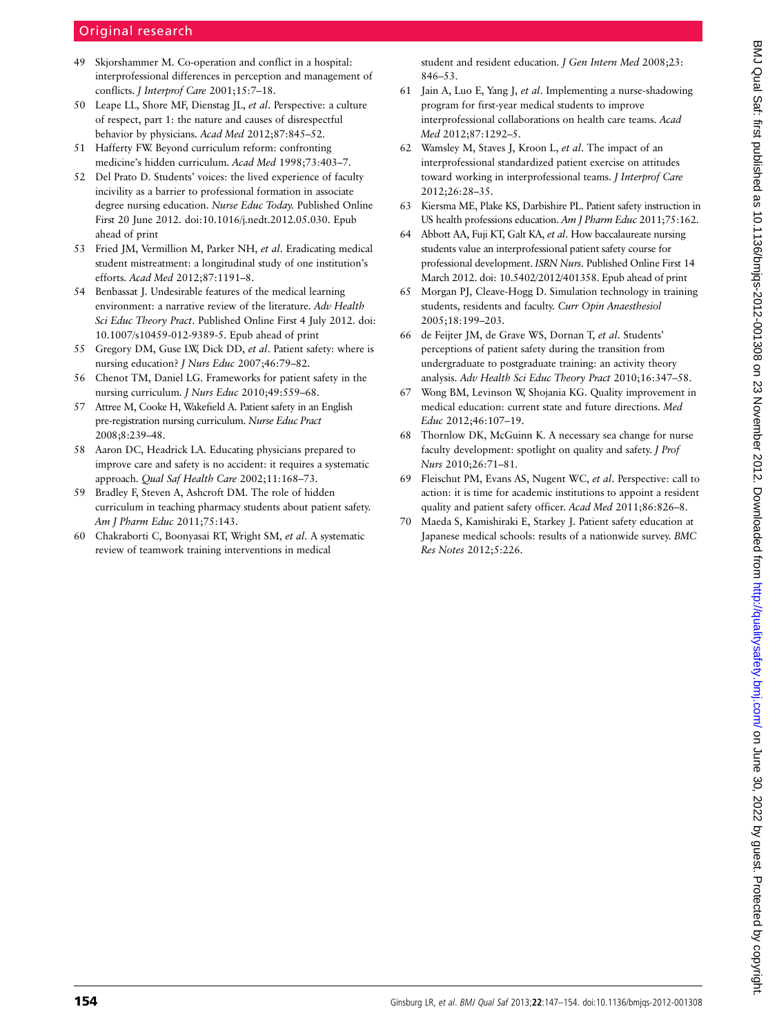49 Skjorshammer M. Co-operation and conflict in a hospital: interprofessional differences in perception and management of conflicts. *J Interprof Care* 2001;15:7–18.

50 Leape LL, Shore MF, Dienstag JL, *et al*. Perspective: a culture of respect, part 1: the nature and causes of disrespectful behavior by physicians. *Acad Med* 2012;87:845–52.

51 Hafferty FW. Beyond curriculum reform: confronting medicine's hidden curriculum. *Acad Med* 1998;73:403–7.

52 Del Prato D. Students' voices: the lived experience of faculty incivility as a barrier to professional formation in associate degree nursing education. *Nurse Educ Today*. Published Online First 20 June 2012. doi:10.1016/j.nedt.2012.05.030. Epub ahead of print

53 Fried JM, Vermillion M, Parker NH, *et al*. Eradicating medical student mistreatment: a longitudinal study of one institution's efforts. *Acad Med* 2012;87:1191–8.

54 Benbassat J. Undesirable features of the medical learning environment: a narrative review of the literature. *Adv Health Sci Educ Theory Pract*. Published Online First 4 July 2012. doi: 10.1007/s10459-012-9389-5. Epub ahead of print

55 Gregory DM, Guse LW, Dick DD, *et al*. Patient safety: where is nursing education? *J Nurs Educ* 2007;46:79–82.

56 Chenot TM, Daniel LG. Frameworks for patient safety in the nursing curriculum. *J Nurs Educ* 2010;49:559–68.

57 Attree M, Cooke H, Wakefield A. Patient safety in an English pre-registration nursing curriculum. *Nurse Educ Pract* 2008;8:239–48.

58 Aaron DC, Headrick LA. Educating physicians prepared to improve care and safety is no accident: it requires a systematic approach. *Qual Saf Health Care* 2002;11:168–73.

59 Bradley F, Steven A, Ashcroft DM. The role of hidden curriculum in teaching pharmacy students about patient safety. *Am J Pharm Educ* 2011;75:143.

60 Chakraborti C, Boonyasai RT, Wright SM, *et al*. A systematic review of teamwork training interventions in medical student and resident education. *J Gen Intern Med* 2008;23: 846–53.

61 Jain A, Luo E, Yang J, *et al*. Implementing a nurse-shadowing program for first-year medical students to improve interprofessional collaborations on health care teams. *Acad Med* 2012;87:1292–5.

62 Wamsley M, Staves J, Kroon L, *et al*. The impact of an interprofessional standardized patient exercise on attitudes toward working in interprofessional teams. *J Interprof Care* 2012;26:28–35.

63 Kiersma ME, Plake KS, Darbishire PL. Patient safety instruction in US health professions education. *Am J Pharm Educ* 2011;75:162.

64 Abbott AA, Fuji KT, Galt KA, *et al*. How baccalaureate nursing students value an interprofessional patient safety course for professional development. *ISRN Nurs*. Published Online First 14 March 2012. doi: 10.5402/2012/401358. Epub ahead of print

65 Morgan PJ, Cleave-Hogg D. Simulation technology in training students, residents and faculty. *Curr Opin Anaesthesiol* 2005;18:199–203.

66 de Feijter JM, de Grave WS, Dornan T, *et al*. Students' perceptions of patient safety during the transition from undergraduate to postgraduate training: an activity theory analysis. *Adv Health Sci Educ Theory Pract* 2010;16:347–58.

67 Wong BM, Levinson W, Shojania KG. Quality improvement in medical education: current state and future directions. *Med Educ* 2012;46:107–19.

68 Thornlow DK, McGuinn K. A necessary sea change for nurse faculty development: spotlight on quality and safety. *J Prof Nurs* 2010;26:71–81.

69 Fleischut PM, Evans AS, Nugent WC, *et al*. Perspective: call to action: it is time for academic institutions to appoint a resident quality and patient safety officer. *Acad Med* 2011;86:826–8.

70 Maeda S, Kamishiraki E, Starkey J. Patient safety education at Japanese medical schools: results of a nationwide survey. *BMC Res Notes* 2012;5:226.